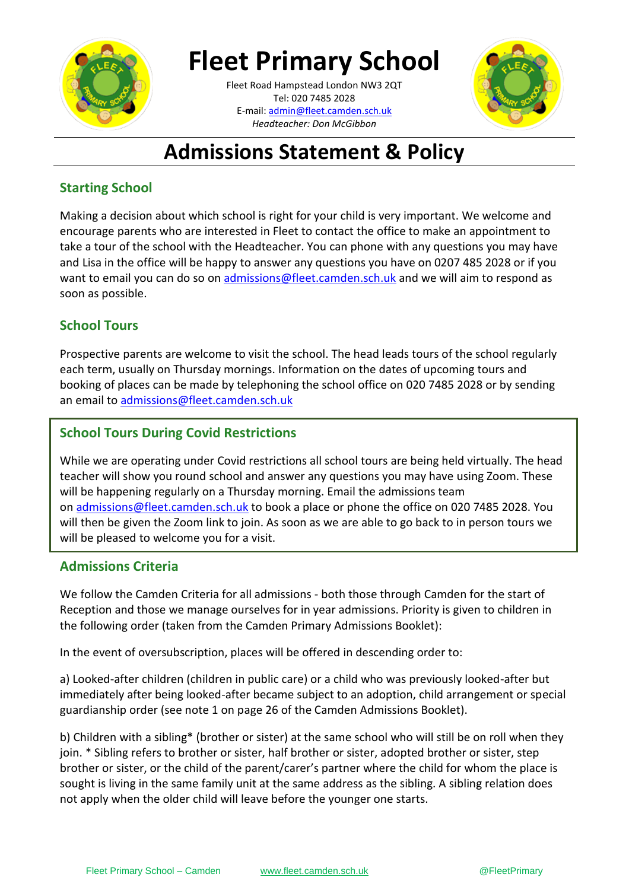# Fleet Primary School

Fleet Road Hampstead London NW3 2QT
Tel: 020 7485 2028
E-mail: admin@fleet.camden.sch.uk
*Headteacher: Don McGibbon*

# Admissions Statement & Policy

## Starting School

Making a decision about which school is right for your child is very important. We welcome and encourage parents who are interested in Fleet to contact the office to make an appointment to take a tour of the school with the Headteacher. You can phone with any questions you may have and Lisa in the office will be happy to answer any questions you have on 0207 485 2028 or if you want to email you can do so on admissions@fleet.camden.sch.uk and we will aim to respond as soon as possible.

## School Tours

Prospective parents are welcome to visit the school. The head leads tours of the school regularly each term, usually on Thursday mornings. Information on the dates of upcoming tours and booking of places can be made by telephoning the school office on 020 7485 2028 or by sending an email to admissions@fleet.camden.sch.uk

## School Tours During Covid Restrictions

While we are operating under Covid restrictions all school tours are being held virtually. The head teacher will show you round school and answer any questions you may have using Zoom. These will be happening regularly on a Thursday morning. Email the admissions team on admissions@fleet.camden.sch.uk to book a place or phone the office on 020 7485 2028. You will then be given the Zoom link to join. As soon as we are able to go back to in person tours we will be pleased to welcome you for a visit.

## Admissions Criteria

We follow the Camden Criteria for all admissions - both those through Camden for the start of Reception and those we manage ourselves for in year admissions. Priority is given to children in the following order (taken from the Camden Primary Admissions Booklet):

In the event of oversubscription, places will be offered in descending order to:

a) Looked-after children (children in public care) or a child who was previously looked-after but immediately after being looked-after became subject to an adoption, child arrangement or special guardianship order (see note 1 on page 26 of the Camden Admissions Booklet).

b) Children with a sibling* (brother or sister) at the same school who will still be on roll when they join. * Sibling refers to brother or sister, half brother or sister, adopted brother or sister, step brother or sister, or the child of the parent/carer's partner where the child for whom the place is sought is living in the same family unit at the same address as the sibling. A sibling relation does not apply when the older child will leave before the younger one starts.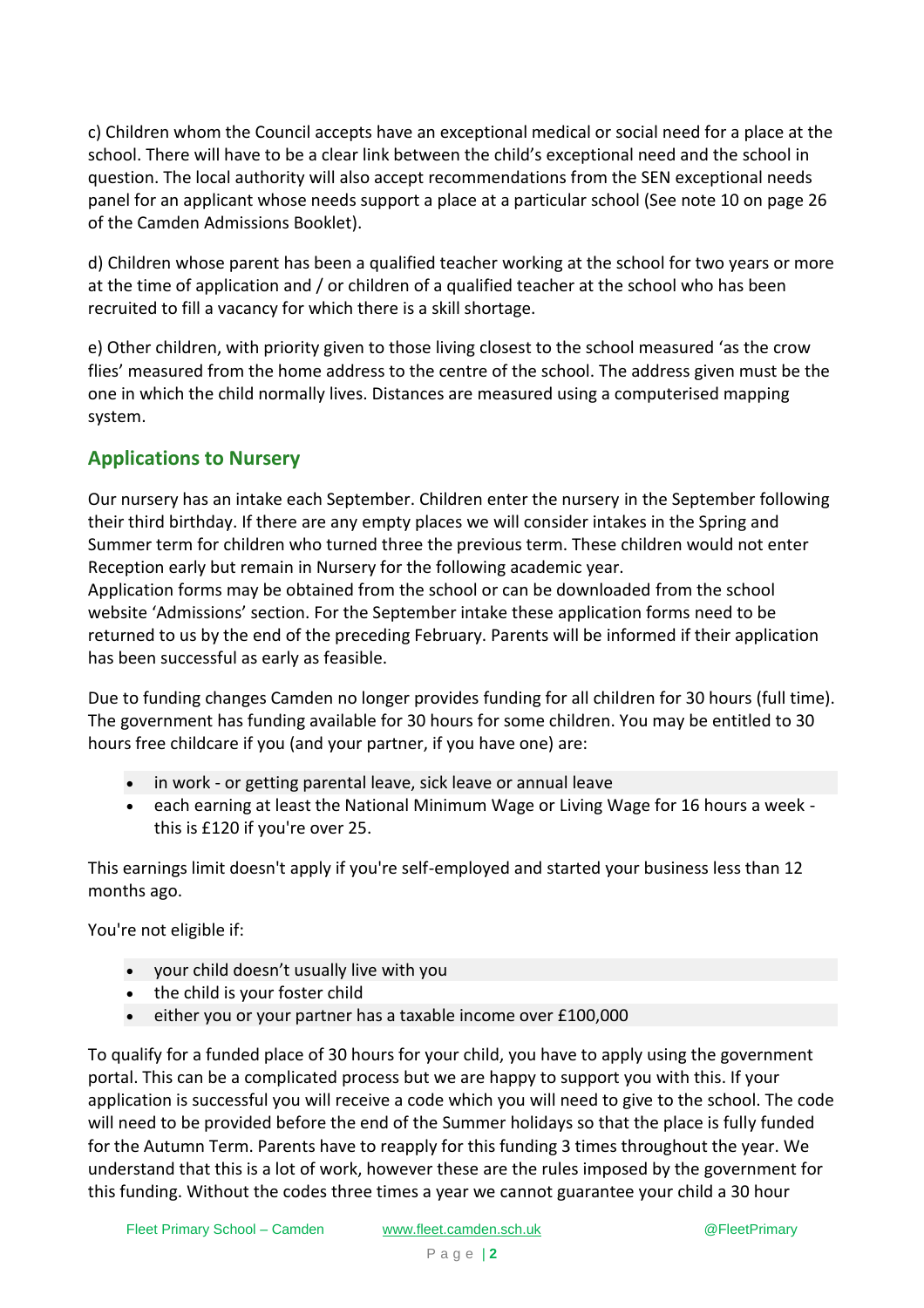c) Children whom the Council accepts have an exceptional medical or social need for a place at the school. There will have to be a clear link between the child's exceptional need and the school in question. The local authority will also accept recommendations from the SEN exceptional needs panel for an applicant whose needs support a place at a particular school (See note 10 on page 26 of the Camden Admissions Booklet).

d) Children whose parent has been a qualified teacher working at the school for two years or more at the time of application and / or children of a qualified teacher at the school who has been recruited to fill a vacancy for which there is a skill shortage.

e) Other children, with priority given to those living closest to the school measured 'as the crow flies' measured from the home address to the centre of the school. The address given must be the one in which the child normally lives. Distances are measured using a computerised mapping system.

## Applications to Nursery

Our nursery has an intake each September. Children enter the nursery in the September following their third birthday. If there are any empty places we will consider intakes in the Spring and Summer term for children who turned three the previous term. These children would not enter Reception early but remain in Nursery for the following academic year.
Application forms may be obtained from the school or can be downloaded from the school website 'Admissions' section. For the September intake these application forms need to be returned to us by the end of the preceding February. Parents will be informed if their application has been successful as early as feasible.

Due to funding changes Camden no longer provides funding for all children for 30 hours (full time). The government has funding available for 30 hours for some children. You may be entitled to 30 hours free childcare if you (and your partner, if you have one) are:

- in work - or getting parental leave, sick leave or annual leave
- each earning at least the National Minimum Wage or Living Wage for 16 hours a week - this is £120 if you're over 25.

This earnings limit doesn't apply if you're self-employed and started your business less than 12 months ago.

You're not eligible if:

- your child doesn't usually live with you
- the child is your foster child
- either you or your partner has a taxable income over £100,000

To qualify for a funded place of 30 hours for your child, you have to apply using the government portal. This can be a complicated process but we are happy to support you with this. If your application is successful you will receive a code which you will need to give to the school. The code will need to be provided before the end of the Summer holidays so that the place is fully funded for the Autumn Term. Parents have to reapply for this funding 3 times throughout the year. We understand that this is a lot of work, however these are the rules imposed by the government for this funding. Without the codes three times a year we cannot guarantee your child a 30 hour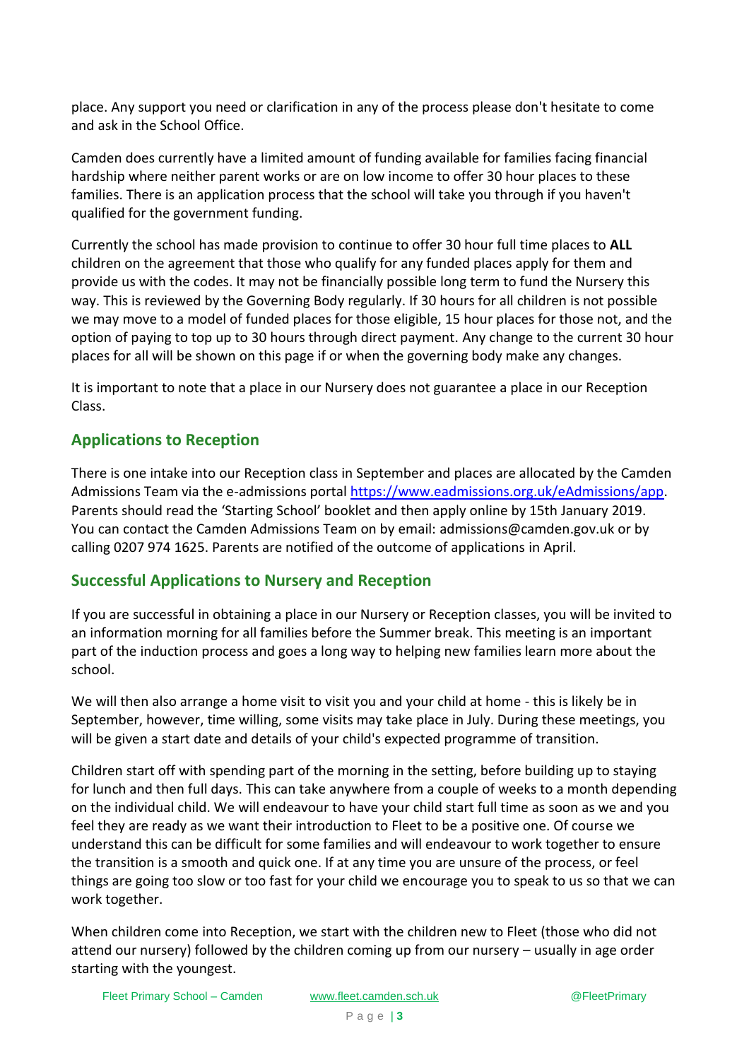place. Any support you need or clarification in any of the process please don't hesitate to come and ask in the School Office.

Camden does currently have a limited amount of funding available for families facing financial hardship where neither parent works or are on low income to offer 30 hour places to these families. There is an application process that the school will take you through if you haven't qualified for the government funding.

Currently the school has made provision to continue to offer 30 hour full time places to **ALL** children on the agreement that those who qualify for any funded places apply for them and provide us with the codes. It may not be financially possible long term to fund the Nursery this way. This is reviewed by the Governing Body regularly. If 30 hours for all children is not possible we may move to a model of funded places for those eligible, 15 hour places for those not, and the option of paying to top up to 30 hours through direct payment. Any change to the current 30 hour places for all will be shown on this page if or when the governing body make any changes.

It is important to note that a place in our Nursery does not guarantee a place in our Reception Class.

## Applications to Reception

There is one intake into our Reception class in September and places are allocated by the Camden Admissions Team via the e-admissions portal [https://www.eadmissions.org.uk/eAdmissions/app](https://www.eadmissions.org.uk/eAdmissions/app). Parents should read the 'Starting School' booklet and then apply online by 15th January 2019. You can contact the Camden Admissions Team on by email: admissions@camden.gov.uk or by calling 0207 974 1625. Parents are notified of the outcome of applications in April.

## Successful Applications to Nursery and Reception

If you are successful in obtaining a place in our Nursery or Reception classes, you will be invited to an information morning for all families before the Summer break. This meeting is an important part of the induction process and goes a long way to helping new families learn more about the school.

We will then also arrange a home visit to visit you and your child at home - this is likely be in September, however, time willing, some visits may take place in July. During these meetings, you will be given a start date and details of your child's expected programme of transition.

Children start off with spending part of the morning in the setting, before building up to staying for lunch and then full days. This can take anywhere from a couple of weeks to a month depending on the individual child. We will endeavour to have your child start full time as soon as we and you feel they are ready as we want their introduction to Fleet to be a positive one. Of course we understand this can be difficult for some families and will endeavour to work together to ensure the transition is a smooth and quick one. If at any time you are unsure of the process, or feel things are going too slow or too fast for your child we encourage you to speak to us so that we can work together.

When children come into Reception, we start with the children new to Fleet (those who did not attend our nursery) followed by the children coming up from our nursery – usually in age order starting with the youngest.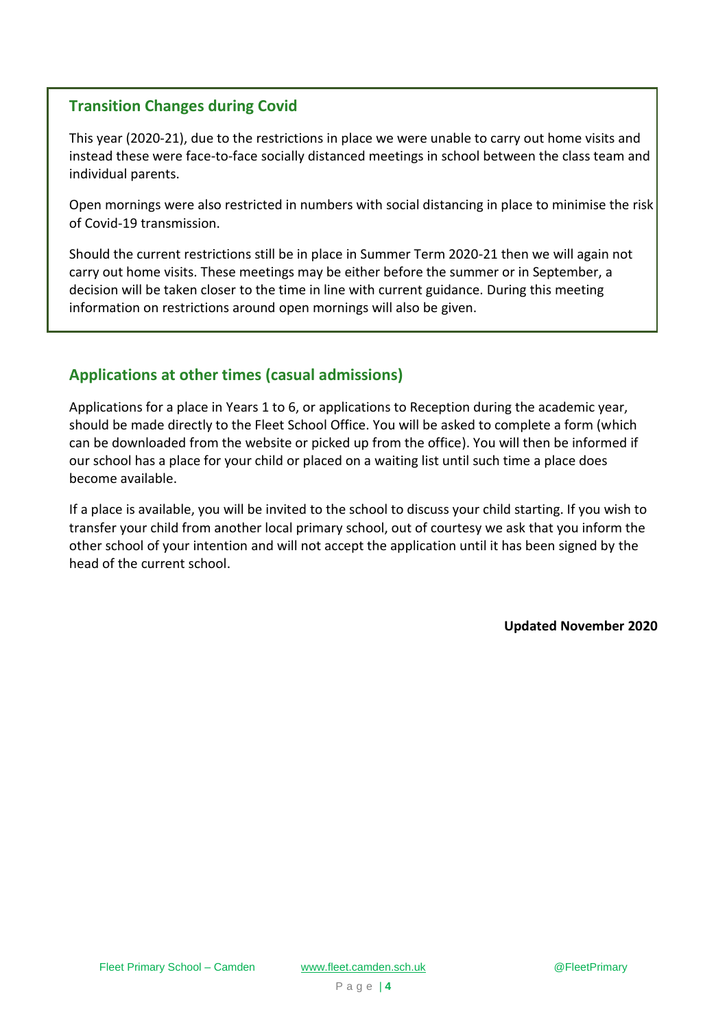## Transition Changes during Covid

This year (2020-21), due to the restrictions in place we were unable to carry out home visits and instead these were face-to-face socially distanced meetings in school between the class team and individual parents.

Open mornings were also restricted in numbers with social distancing in place to minimise the risk of Covid-19 transmission.

Should the current restrictions still be in place in Summer Term 2020-21 then we will again not carry out home visits. These meetings may be either before the summer or in September, a decision will be taken closer to the time in line with current guidance. During this meeting information on restrictions around open mornings will also be given.

## Applications at other times (casual admissions)

Applications for a place in Years 1 to 6, or applications to Reception during the academic year, should be made directly to the Fleet School Office. You will be asked to complete a form (which can be downloaded from the website or picked up from the office). You will then be informed if our school has a place for your child or placed on a waiting list until such time a place does become available.

If a place is available, you will be invited to the school to discuss your child starting. If you wish to transfer your child from another local primary school, out of courtesy we ask that you inform the other school of your intention and will not accept the application until it has been signed by the head of the current school.

**Updated November 2020**